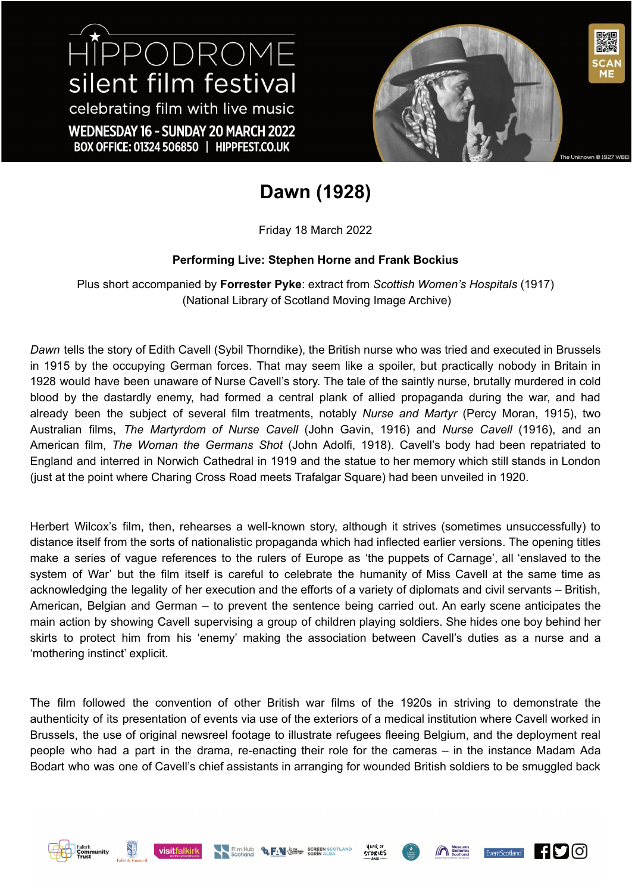HIPPODROME silent film festival

celebrating film with live music

WEDNESDAY 16 - SUNDAY 20 MARCH 2022

BOX OFFICE: 01324 506850 | HIPPFEST.CO.UK

The Unknown © 1927 WBEI

# Dawn (1928)

Friday 18 March 2022

**Performing Live: Stephen Horne and Frank Bockius**

Plus short accompanied by **Forrester Pyke**: extract from *Scottish Women's Hospitals* (1917) (National Library of Scotland Moving Image Archive)

*Dawn* tells the story of Edith Cavell (Sybil Thorndike), the British nurse who was tried and executed in Brussels in 1915 by the occupying German forces. That may seem like a spoiler, but practically nobody in Britain in 1928 would have been unaware of Nurse Cavell's story. The tale of the saintly nurse, brutally murdered in cold blood by the dastardly enemy, had formed a central plank of allied propaganda during the war, and had already been the subject of several film treatments, notably *Nurse and Martyr* (Percy Moran, 1915), two Australian films, *The Martyrdom of Nurse Cavell* (John Gavin, 1916) and *Nurse Cavell* (1916), and an American film, *The Woman the Germans Shot* (John Adolfi, 1918). Cavell's body had been repatriated to England and interred in Norwich Cathedral in 1919 and the statue to her memory which still stands in London (just at the point where Charing Cross Road meets Trafalgar Square) had been unveiled in 1920.

Herbert Wilcox's film, then, rehearses a well-known story, although it strives (sometimes unsuccessfully) to distance itself from the sorts of nationalistic propaganda which had inflected earlier versions. The opening titles make a series of vague references to the rulers of Europe as 'the puppets of Carnage', all 'enslaved to the system of War' but the film itself is careful to celebrate the humanity of Miss Cavell at the same time as acknowledging the legality of her execution and the efforts of a variety of diplomats and civil servants – British, American, Belgian and German – to prevent the sentence being carried out. An early scene anticipates the main action by showing Cavell supervising a group of children playing soldiers. She hides one boy behind her skirts to protect him from his 'enemy' making the association between Cavell's duties as a nurse and a 'mothering instinct' explicit.

The film followed the convention of other British war films of the 1920s in striving to demonstrate the authenticity of its presentation of events via use of the exteriors of a medical institution where Cavell worked in Brussels, the use of original newsreel footage to illustrate refugees fleeing Belgium, and the deployment real people who had a part in the drama, re-enacting their role for the cameras – in the instance Madam Ada Bodart who was one of Cavell's chief assistants in arranging for wounded British soldiers to be smuggled back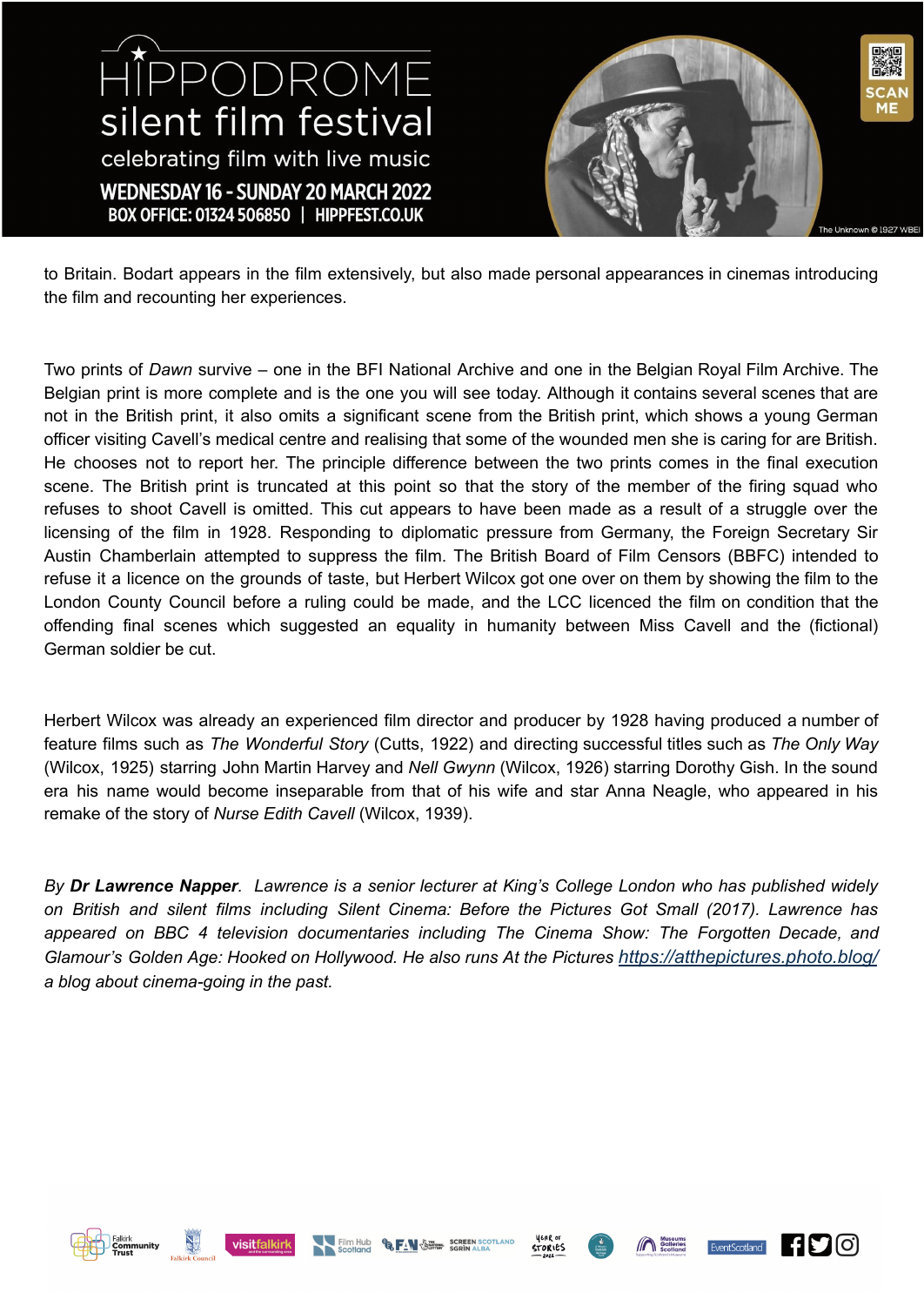to Britain. Bodart appears in the film extensively, but also made personal appearances in cinemas introducing the film and recounting her experiences.

Two prints of *Dawn* survive – one in the BFI National Archive and one in the Belgian Royal Film Archive. The Belgian print is more complete and is the one you will see today. Although it contains several scenes that are not in the British print, it also omits a significant scene from the British print, which shows a young German officer visiting Cavell's medical centre and realising that some of the wounded men she is caring for are British. He chooses not to report her. The principle difference between the two prints comes in the final execution scene. The British print is truncated at this point so that the story of the member of the firing squad who refuses to shoot Cavell is omitted. This cut appears to have been made as a result of a struggle over the licensing of the film in 1928. Responding to diplomatic pressure from Germany, the Foreign Secretary Sir Austin Chamberlain attempted to suppress the film. The British Board of Film Censors (BBFC) intended to refuse it a licence on the grounds of taste, but Herbert Wilcox got one over on them by showing the film to the London County Council before a ruling could be made, and the LCC licenced the film on condition that the offending final scenes which suggested an equality in humanity between Miss Cavell and the (fictional) German soldier be cut.

Herbert Wilcox was already an experienced film director and producer by 1928 having produced a number of feature films such as *The Wonderful Story* (Cutts, 1922) and directing successful titles such as *The Only Way* (Wilcox, 1925) starring John Martin Harvey and *Nell Gwynn* (Wilcox, 1926) starring Dorothy Gish. In the sound era his name would become inseparable from that of his wife and star Anna Neagle, who appeared in his remake of the story of *Nurse Edith Cavell* (Wilcox, 1939).

*By **Dr Lawrence Napper**. Lawrence is a senior lecturer at King's College London who has published widely on British and silent films including Silent Cinema: Before the Pictures Got Small (2017). Lawrence has appeared on BBC 4 television documentaries including The Cinema Show: The Forgotten Decade, and Glamour's Golden Age: Hooked on Hollywood. He also runs At the Pictures [https://atthepictures.photo.blog/](https://atthepictures.photo.blog/) a blog about cinema-going in the past.*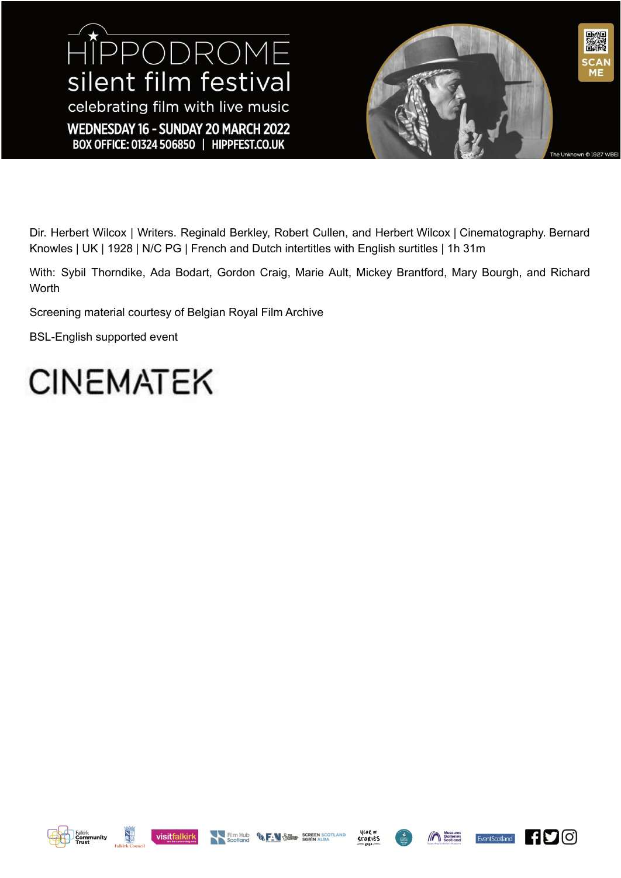Dir. Herbert Wilcox | Writers. Reginald Berkley, Robert Cullen, and Herbert Wilcox | Cinematography. Bernard Knowles | UK | 1928 | N/C PG | French and Dutch intertitles with English surtitles | 1h 31m

With: Sybil Thorndike, Ada Bodart, Gordon Craig, Marie Ault, Mickey Brantford, Mary Bourgh, and Richard Worth

Screening material courtesy of Belgian Royal Film Archive

BSL-English supported event

CINEMATEK